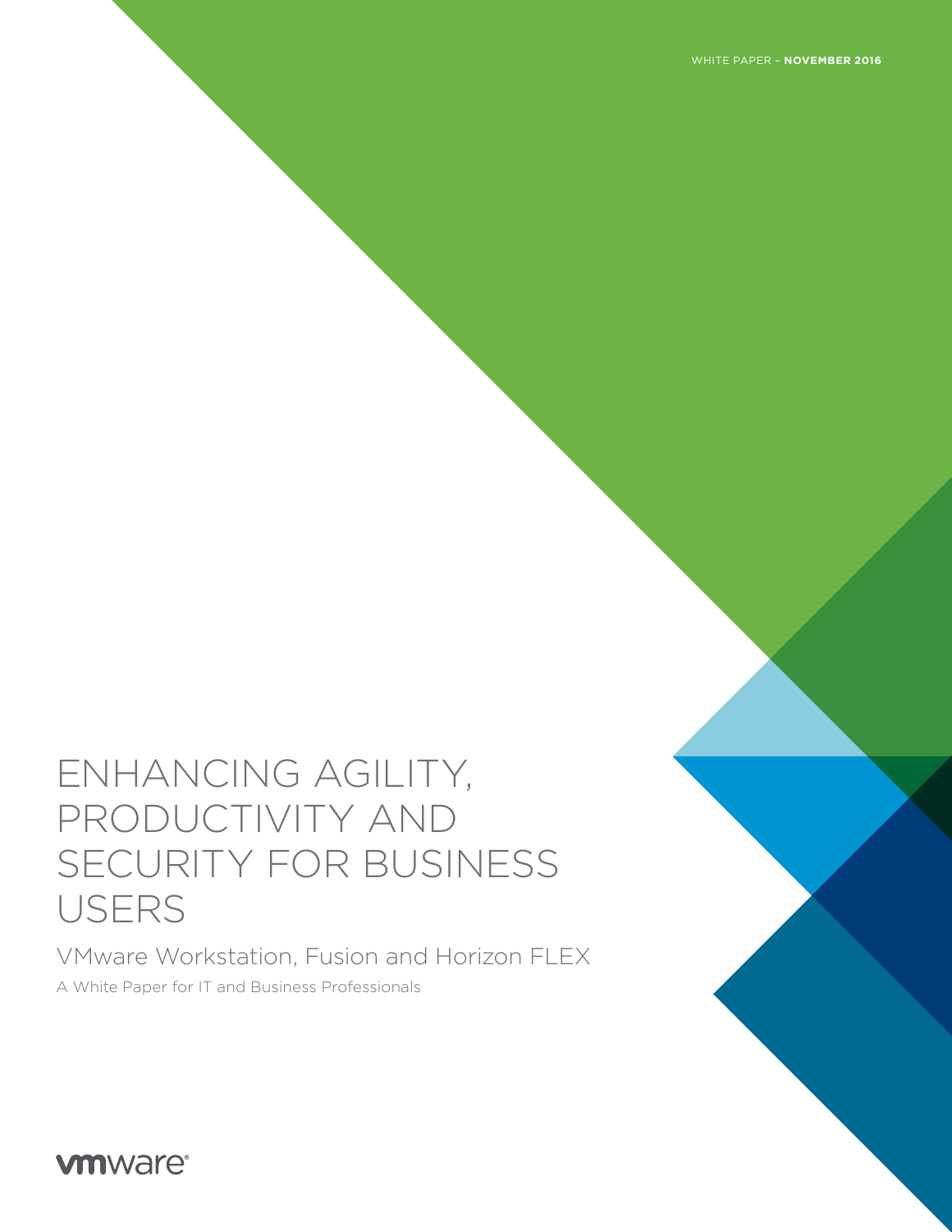WHITE PAPER – **NOVEMBER 2016**

# ENHANCING AGILITY, PRODUCTIVITY AND SECURITY FOR BUSINESS USERS

## VMware Workstation, Fusion and Horizon FLEX

A White Paper for IT and Business Professionals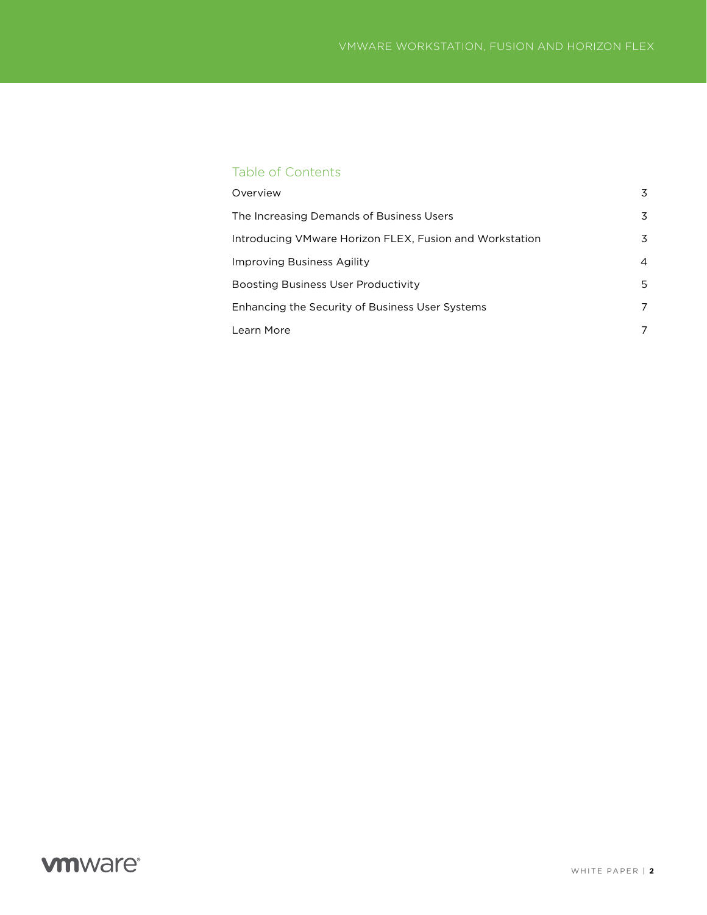## Table of Contents

| | |
|---|---|
| Overview | 3 |
| The Increasing Demands of Business Users | 3 |
| Introducing VMware Horizon FLEX, Fusion and Workstation | 3 |
| Improving Business Agility | 4 |
| Boosting Business User Productivity | 5 |
| Enhancing the Security of Business User Systems | 7 |
| Learn More | 7 |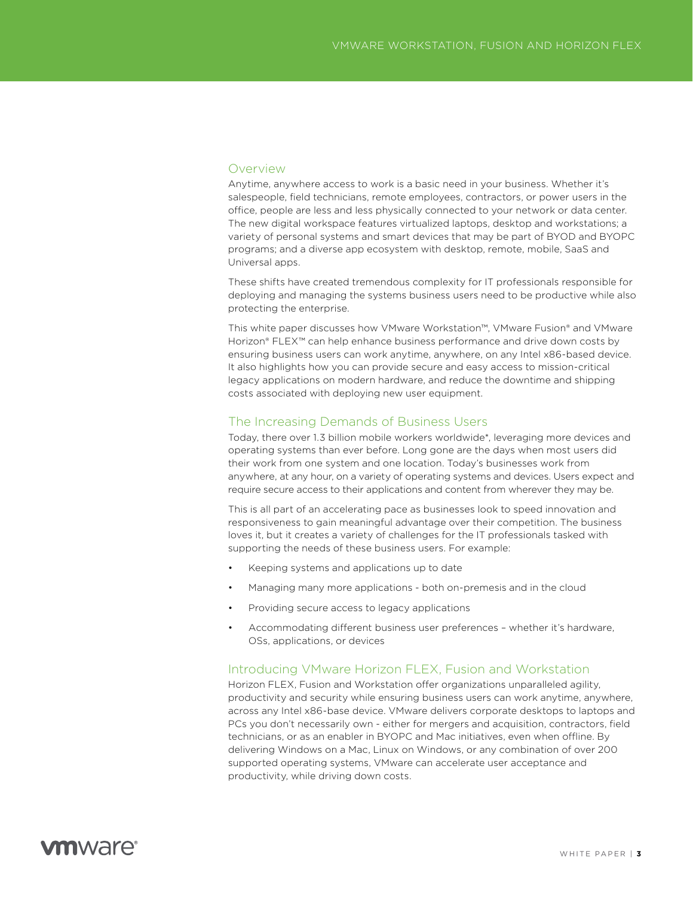## Overview

Anytime, anywhere access to work is a basic need in your business. Whether it's salespeople, field technicians, remote employees, contractors, or power users in the office, people are less and less physically connected to your network or data center. The new digital workspace features virtualized laptops, desktop and workstations; a variety of personal systems and smart devices that may be part of BYOD and BYOPC programs; and a diverse app ecosystem with desktop, remote, mobile, SaaS and Universal apps.

These shifts have created tremendous complexity for IT professionals responsible for deploying and managing the systems business users need to be productive while also protecting the enterprise.

This white paper discusses how VMware Workstation™, VMware Fusion® and VMware Horizon® FLEX™ can help enhance business performance and drive down costs by ensuring business users can work anytime, anywhere, on any Intel x86-based device. It also highlights how you can provide secure and easy access to mission-critical legacy applications on modern hardware, and reduce the downtime and shipping costs associated with deploying new user equipment.

## The Increasing Demands of Business Users

Today, there over 1.3 billion mobile workers worldwide*, leveraging more devices and operating systems than ever before. Long gone are the days when most users did their work from one system and one location. Today's businesses work from anywhere, at any hour, on a variety of operating systems and devices. Users expect and require secure access to their applications and content from wherever they may be.

This is all part of an accelerating pace as businesses look to speed innovation and responsiveness to gain meaningful advantage over their competition. The business loves it, but it creates a variety of challenges for the IT professionals tasked with supporting the needs of these business users. For example:

- Keeping systems and applications up to date
- Managing many more applications - both on-premesis and in the cloud
- Providing secure access to legacy applications
- Accommodating different business user preferences – whether it's hardware, OSs, applications, or devices

## Introducing VMware Horizon FLEX, Fusion and Workstation

Horizon FLEX, Fusion and Workstation offer organizations unparalleled agility, productivity and security while ensuring business users can work anytime, anywhere, across any Intel x86-base device. VMware delivers corporate desktops to laptops and PCs you don't necessarily own - either for mergers and acquisition, contractors, field technicians, or as an enabler in BYOPC and Mac initiatives, even when offline. By delivering Windows on a Mac, Linux on Windows, or any combination of over 200 supported operating systems, VMware can accelerate user acceptance and productivity, while driving down costs.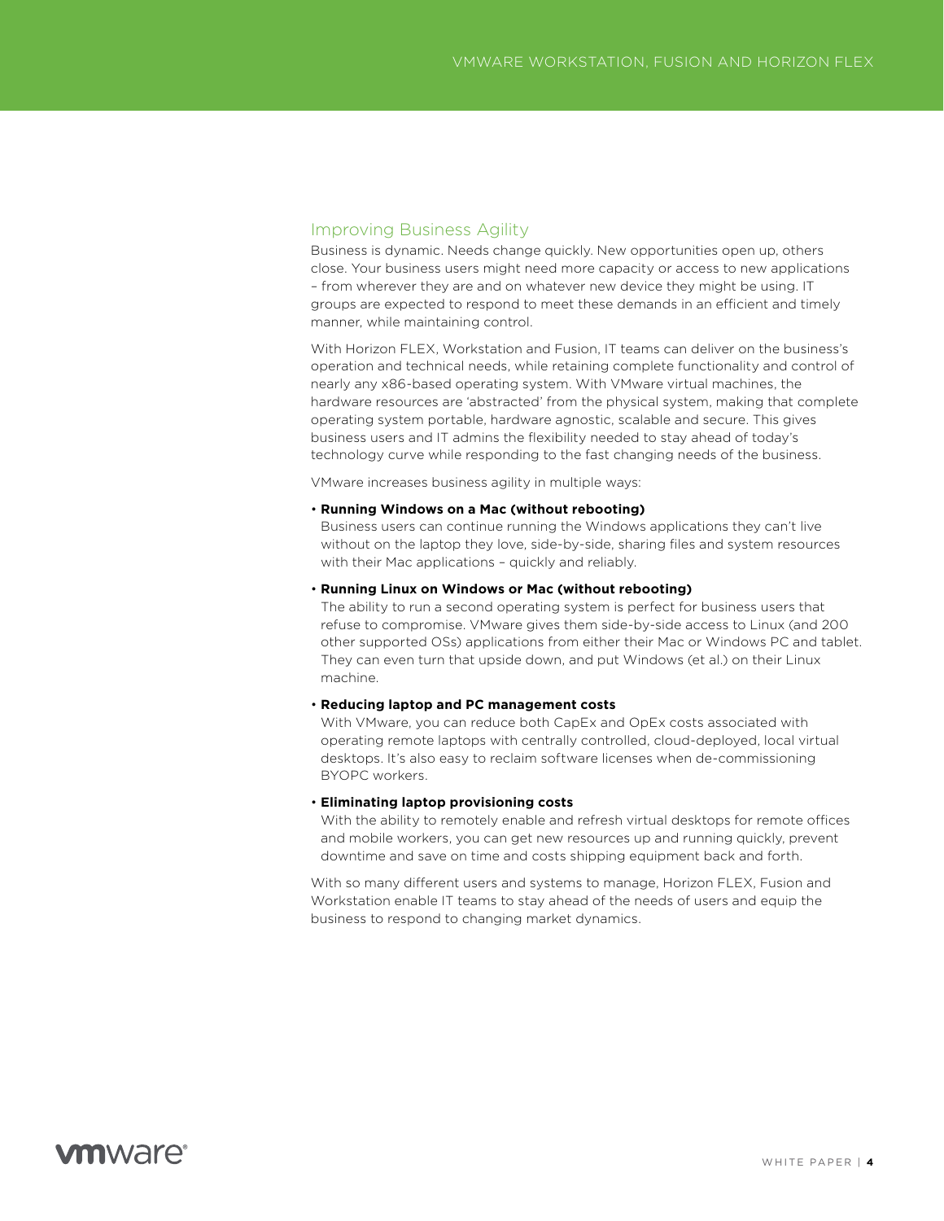## Improving Business Agility

Business is dynamic. Needs change quickly. New opportunities open up, others close. Your business users might need more capacity or access to new applications – from wherever they are and on whatever new device they might be using. IT groups are expected to respond to meet these demands in an efficient and timely manner, while maintaining control.

With Horizon FLEX, Workstation and Fusion, IT teams can deliver on the business's operation and technical needs, while retaining complete functionality and control of nearly any x86-based operating system. With VMware virtual machines, the hardware resources are 'abstracted' from the physical system, making that complete operating system portable, hardware agnostic, scalable and secure. This gives business users and IT admins the flexibility needed to stay ahead of today's technology curve while responding to the fast changing needs of the business.

VMware increases business agility in multiple ways:

- **Running Windows on a Mac (without rebooting)**
  Business users can continue running the Windows applications they can't live without on the laptop they love, side-by-side, sharing files and system resources with their Mac applications – quickly and reliably.

- **Running Linux on Windows or Mac (without rebooting)**
  The ability to run a second operating system is perfect for business users that refuse to compromise. VMware gives them side-by-side access to Linux (and 200 other supported OSs) applications from either their Mac or Windows PC and tablet. They can even turn that upside down, and put Windows (et al.) on their Linux machine.

- **Reducing laptop and PC management costs**
  With VMware, you can reduce both CapEx and OpEx costs associated with operating remote laptops with centrally controlled, cloud-deployed, local virtual desktops. It's also easy to reclaim software licenses when de-commissioning BYOPC workers.

- **Eliminating laptop provisioning costs**
  With the ability to remotely enable and refresh virtual desktops for remote offices and mobile workers, you can get new resources up and running quickly, prevent downtime and save on time and costs shipping equipment back and forth.

With so many different users and systems to manage, Horizon FLEX, Fusion and Workstation enable IT teams to stay ahead of the needs of users and equip the business to respond to changing market dynamics.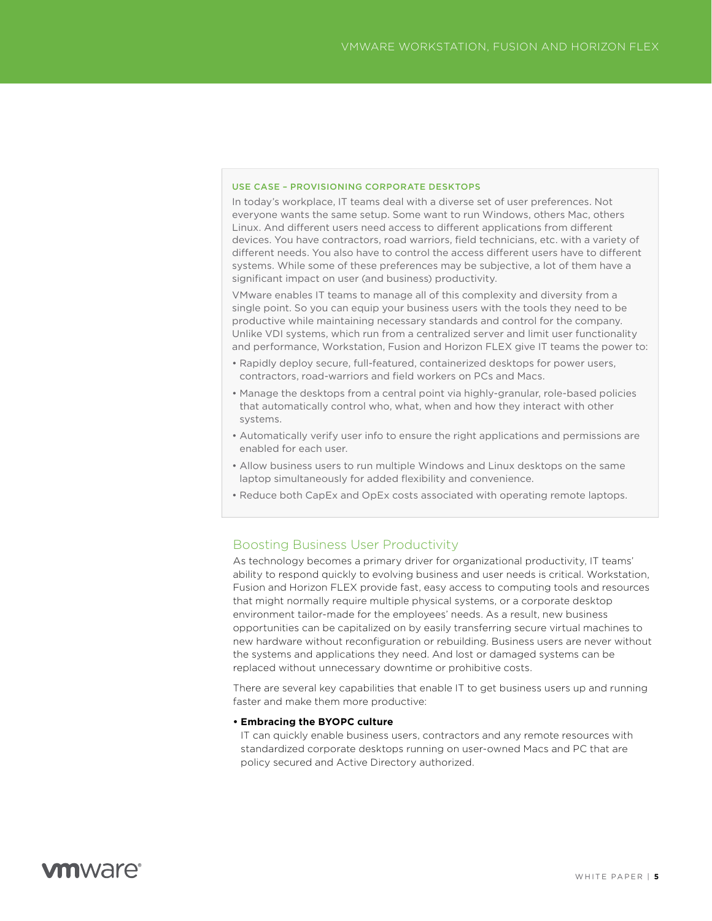### USE CASE – PROVISIONING CORPORATE DESKTOPS

In today's workplace, IT teams deal with a diverse set of user preferences. Not everyone wants the same setup. Some want to run Windows, others Mac, others Linux. And different users need access to different applications from different devices. You have contractors, road warriors, field technicians, etc. with a variety of different needs. You also have to control the access different users have to different systems. While some of these preferences may be subjective, a lot of them have a significant impact on user (and business) productivity.

VMware enables IT teams to manage all of this complexity and diversity from a single point. So you can equip your business users with the tools they need to be productive while maintaining necessary standards and control for the company. Unlike VDI systems, which run from a centralized server and limit user functionality and performance, Workstation, Fusion and Horizon FLEX give IT teams the power to:

- Rapidly deploy secure, full-featured, containerized desktops for power users, contractors, road-warriors and field workers on PCs and Macs.
- Manage the desktops from a central point via highly-granular, role-based policies that automatically control who, what, when and how they interact with other systems.
- Automatically verify user info to ensure the right applications and permissions are enabled for each user.
- Allow business users to run multiple Windows and Linux desktops on the same laptop simultaneously for added flexibility and convenience.
- Reduce both CapEx and OpEx costs associated with operating remote laptops.

## Boosting Business User Productivity

As technology becomes a primary driver for organizational productivity, IT teams' ability to respond quickly to evolving business and user needs is critical. Workstation, Fusion and Horizon FLEX provide fast, easy access to computing tools and resources that might normally require multiple physical systems, or a corporate desktop environment tailor-made for the employees' needs. As a result, new business opportunities can be capitalized on by easily transferring secure virtual machines to new hardware without reconfiguration or rebuilding. Business users are never without the systems and applications they need. And lost or damaged systems can be replaced without unnecessary downtime or prohibitive costs.

There are several key capabilities that enable IT to get business users up and running faster and make them more productive:

- **Embracing the BYOPC culture**

  IT can quickly enable business users, contractors and any remote resources with standardized corporate desktops running on user-owned Macs and PC that are policy secured and Active Directory authorized.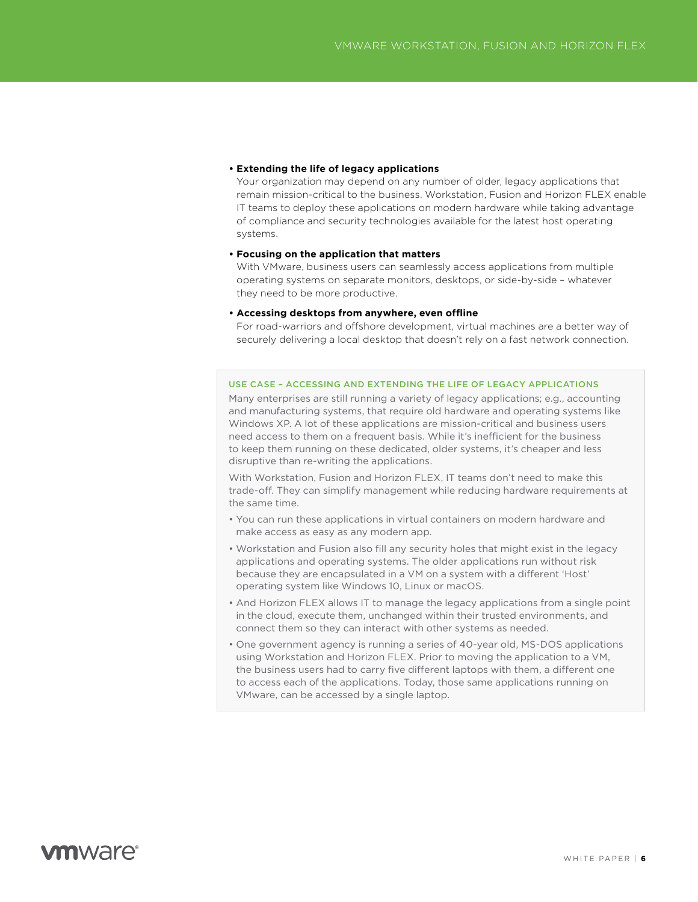- **Extending the life of legacy applications**
  Your organization may depend on any number of older, legacy applications that remain mission-critical to the business. Workstation, Fusion and Horizon FLEX enable IT teams to deploy these applications on modern hardware while taking advantage of compliance and security technologies available for the latest host operating systems.

- **Focusing on the application that matters**
  With VMware, business users can seamlessly access applications from multiple operating systems on separate monitors, desktops, or side-by-side – whatever they need to be more productive.

- **Accessing desktops from anywhere, even offline**
  For road-warriors and offshore development, virtual machines are a better way of securely delivering a local desktop that doesn't rely on a fast network connection.

### USE CASE – ACCESSING AND EXTENDING THE LIFE OF LEGACY APPLICATIONS

Many enterprises are still running a variety of legacy applications; e.g., accounting and manufacturing systems, that require old hardware and operating systems like Windows XP. A lot of these applications are mission-critical and business users need access to them on a frequent basis. While it's inefficient for the business to keep them running on these dedicated, older systems, it's cheaper and less disruptive than re-writing the applications.

With Workstation, Fusion and Horizon FLEX, IT teams don't need to make this trade-off. They can simplify management while reducing hardware requirements at the same time.

- You can run these applications in virtual containers on modern hardware and make access as easy as any modern app.
- Workstation and Fusion also fill any security holes that might exist in the legacy applications and operating systems. The older applications run without risk because they are encapsulated in a VM on a system with a different 'Host' operating system like Windows 10, Linux or macOS.
- And Horizon FLEX allows IT to manage the legacy applications from a single point in the cloud, execute them, unchanged within their trusted environments, and connect them so they can interact with other systems as needed.
- One government agency is running a series of 40-year old, MS-DOS applications using Workstation and Horizon FLEX. Prior to moving the application to a VM, the business users had to carry five different laptops with them, a different one to access each of the applications. Today, those same applications running on VMware, can be accessed by a single laptop.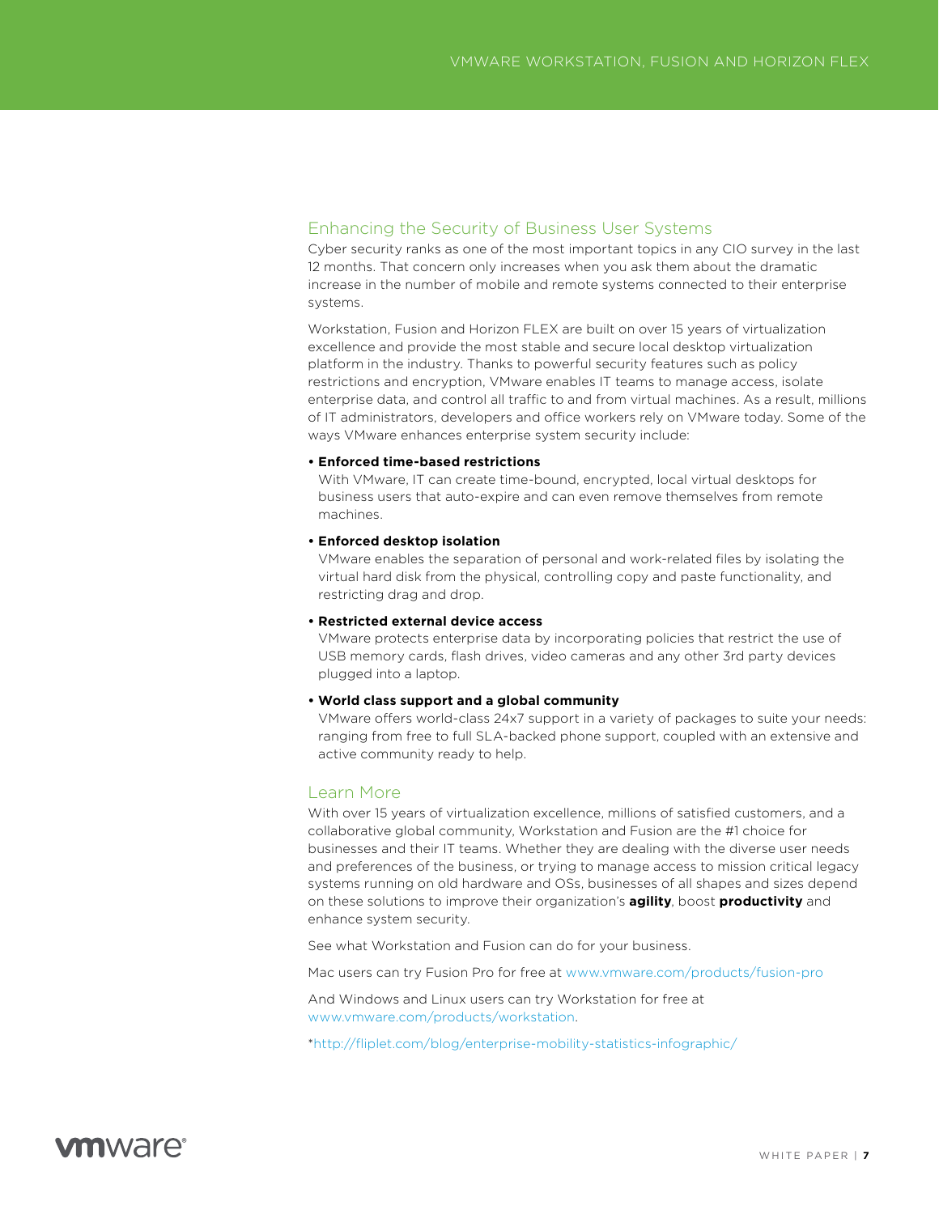## Enhancing the Security of Business User Systems

Cyber security ranks as one of the most important topics in any CIO survey in the last 12 months. That concern only increases when you ask them about the dramatic increase in the number of mobile and remote systems connected to their enterprise systems.

Workstation, Fusion and Horizon FLEX are built on over 15 years of virtualization excellence and provide the most stable and secure local desktop virtualization platform in the industry. Thanks to powerful security features such as policy restrictions and encryption, VMware enables IT teams to manage access, isolate enterprise data, and control all traffic to and from virtual machines. As a result, millions of IT administrators, developers and office workers rely on VMware today. Some of the ways VMware enhances enterprise system security include:

- **Enforced time-based restrictions**
  With VMware, IT can create time-bound, encrypted, local virtual desktops for business users that auto-expire and can even remove themselves from remote machines.
- **Enforced desktop isolation**
  VMware enables the separation of personal and work-related files by isolating the virtual hard disk from the physical, controlling copy and paste functionality, and restricting drag and drop.
- **Restricted external device access**
  VMware protects enterprise data by incorporating policies that restrict the use of USB memory cards, flash drives, video cameras and any other 3rd party devices plugged into a laptop.
- **World class support and a global community**
  VMware offers world-class 24x7 support in a variety of packages to suite your needs: ranging from free to full SLA-backed phone support, coupled with an extensive and active community ready to help.

## Learn More

With over 15 years of virtualization excellence, millions of satisfied customers, and a collaborative global community, Workstation and Fusion are the #1 choice for businesses and their IT teams. Whether they are dealing with the diverse user needs and preferences of the business, or trying to manage access to mission critical legacy systems running on old hardware and OSs, businesses of all shapes and sizes depend on these solutions to improve their organization's **agility**, boost **productivity** and enhance system security.

See what Workstation and Fusion can do for your business.

Mac users can try Fusion Pro for free at www.vmware.com/products/fusion-pro

And Windows and Linux users can try Workstation for free at www.vmware.com/products/workstation.

*http://fliplet.com/blog/enterprise-mobility-statistics-infographic/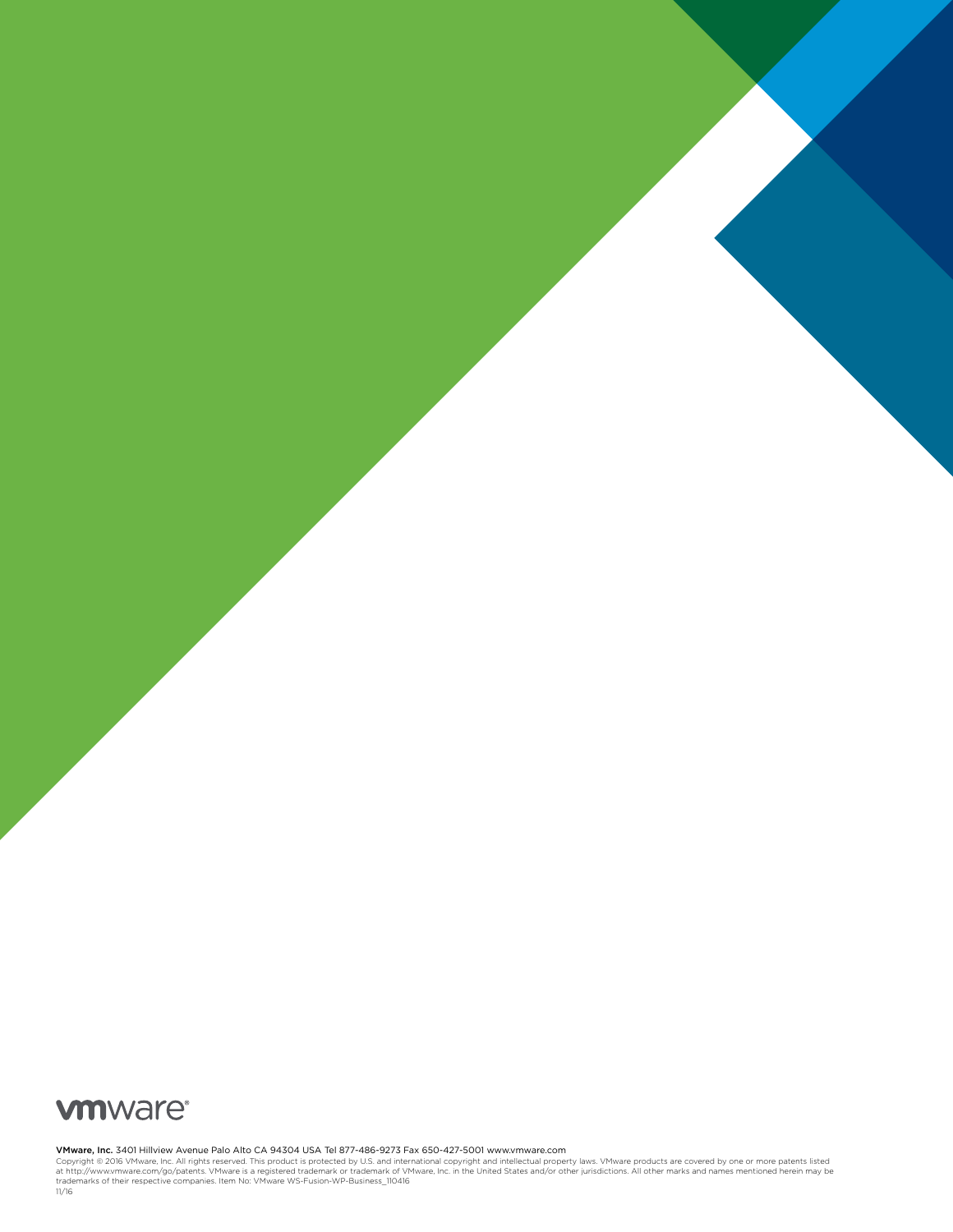**vmware**®

**VMware, Inc.** 3401 Hillview Avenue Palo Alto CA 94304 USA Tel 877-486-9273 Fax 650-427-5001 www.vmware.com
Copyright © 2016 VMware, Inc. All rights reserved. This product is protected by U.S. and international copyright and intellectual property laws. VMware products are covered by one or more patents listed at http://www.vmware.com/go/patents. VMware is a registered trademark or trademark of VMware, Inc. in the United States and/or other jurisdictions. All other marks and names mentioned herein may be trademarks of their respective companies. Item No: VMware WS-Fusion-WP-Business_110416
11/16